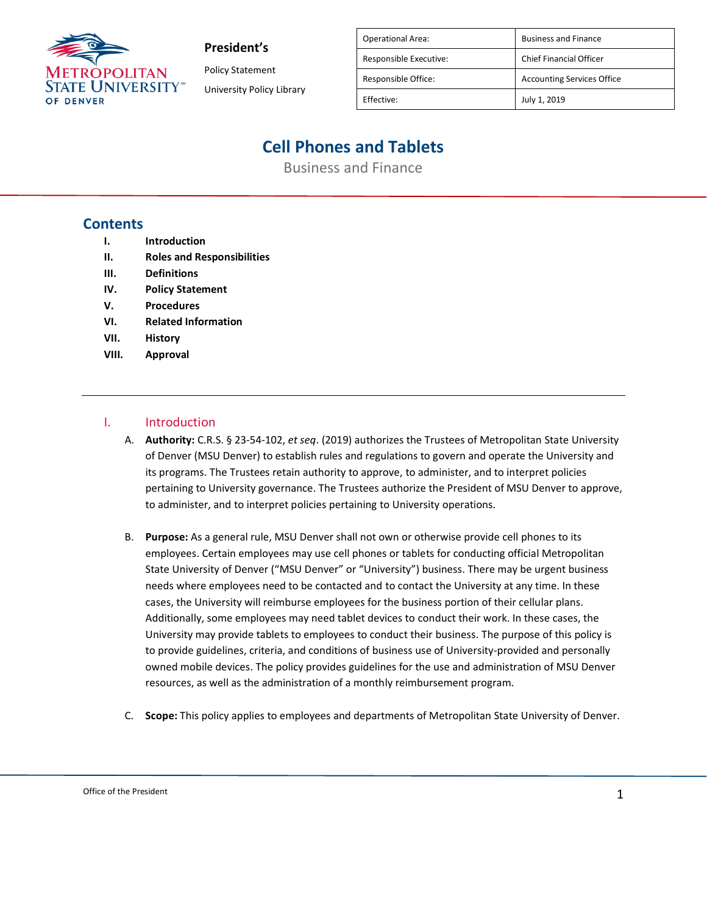**President's**

Policy Statement

University Policy Library

| Operational Area: | Business and Finance |
| --- | --- |
| Responsible Executive: | Chief Financial Officer |
| Responsible Office: | Accounting Services Office |
| Effective: | July 1, 2019 |

# Cell Phones and Tables

Business and Finance

## Contents

I. Introduction
II. Roles and Responsibilities
III. Definitions
IV. Policy Statement
V. Procedures
VI. Related Information
VII. History
VIII. Approval

---

## I. Introduction

A. **Authority:** C.R.S. § 23-54-102, *et seq*. (2019) authorizes the Trustees of Metropolitan State University of Denver (MSU Denver) to establish rules and regulations to govern and operate the University and its programs. The Trustees retain authority to approve, to administer, and to interpret policies pertaining to University governance. The Trustees authorize the President of MSU Denver to approve, to administer, and to interpret policies pertaining to University operations.

B. **Purpose:** As a general rule, MSU Denver shall not own or otherwise provide cell phones to its employees. Certain employees may use cell phones or tablets for conducting official Metropolitan State University of Denver ("MSU Denver" or "University") business. There may be urgent business needs where employees need to be contacted and to contact the University at any time. In these cases, the University will reimburse employees for the business portion of their cellular plans. Additionally, some employees may need tablet devices to conduct their work. In these cases, the University may provide tablets to employees to conduct their business. The purpose of this policy is to provide guidelines, criteria, and conditions of business use of University-provided and personally owned mobile devices. The policy provides guidelines for the use and administration of MSU Denver resources, as well as the administration of a monthly reimbursement program.

C. **Scope:** This policy applies to employees and departments of Metropolitan State University of Denver.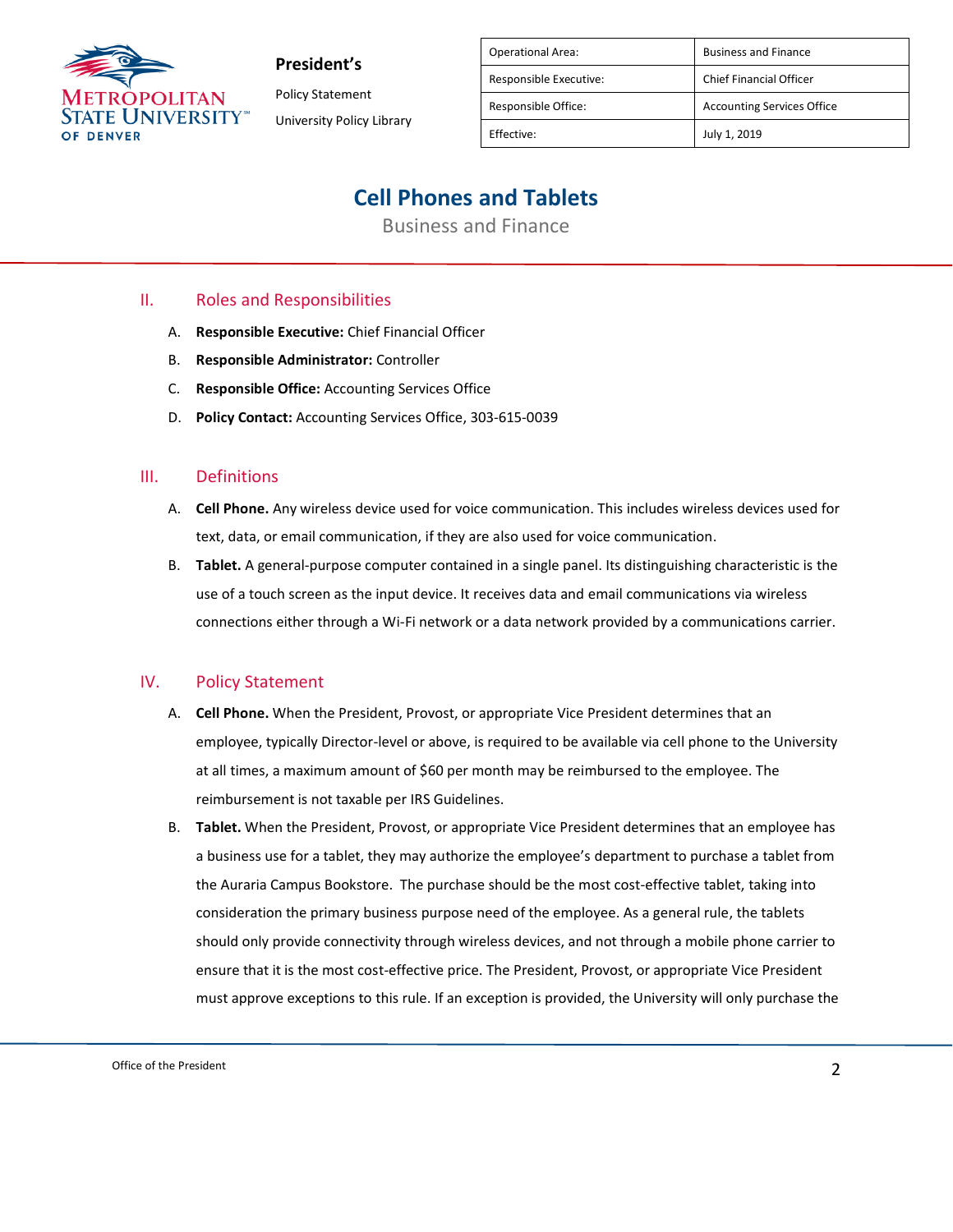## II. Roles and Responsibilities

A. **Responsible Executive:** Chief Financial Officer

B. **Responsible Administrator:** Controller

C. **Responsible Office:** Accounting Services Office

D. **Policy Contact:** Accounting Services Office, 303-615-0039

## III. Definitions

A. **Cell Phone.** Any wireless device used for voice communication. This includes wireless devices used for text, data, or email communication, if they are also used for voice communication.

B. **Tablet.** A general-purpose computer contained in a single panel. Its distinguishing characteristic is the use of a touch screen as the input device. It receives data and email communications via wireless connections either through a Wi-Fi network or a data network provided by a communications carrier.

## IV. Policy Statement

A. **Cell Phone.** When the President, Provost, or appropriate Vice President determines that an employee, typically Director-level or above, is required to be available via cell phone to the University at all times, a maximum amount of $60 per month may be reimbursed to the employee. The reimbursement is not taxable per IRS Guidelines.

B. **Tablet.** When the President, Provost, or appropriate Vice President determines that an employee has a business use for a tablet, they may authorize the employee's department to purchase a tablet from the Auraria Campus Bookstore. The purchase should be the most cost-effective tablet, taking into consideration the primary business purpose need of the employee. As a general rule, the tablets should only provide connectivity through wireless devices, and not through a mobile phone carrier to ensure that it is the most cost-effective price. The President, Provost, or appropriate Vice President must approve exceptions to this rule. If an exception is provided, the University will only purchase the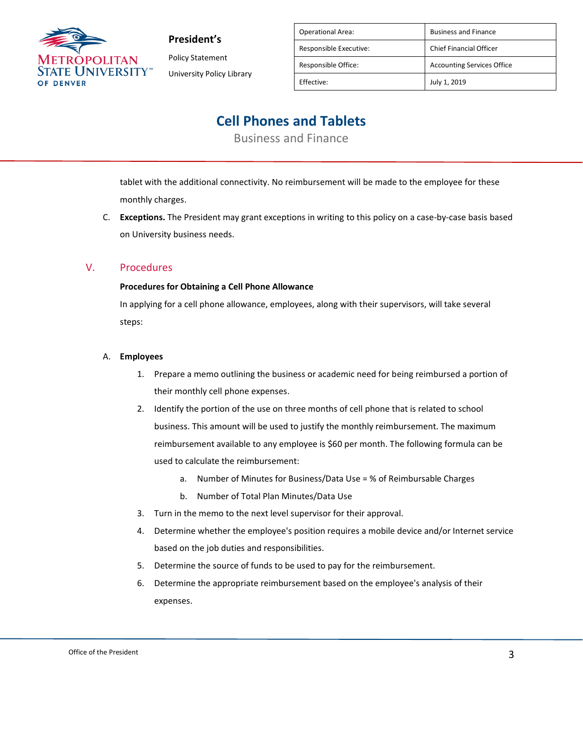tablet with the additional connectivity. No reimbursement will be made to the employee for these monthly charges.

C. **Exceptions.** The President may grant exceptions in writing to this policy on a case-by-case basis based on University business needs.

## V. Procedures

**Procedures for Obtaining a Cell Phone Allowance**

In applying for a cell phone allowance, employees, along with their supervisors, will take several steps:

A. **Employees**

1. Prepare a memo outlining the business or academic need for being reimbursed a portion of their monthly cell phone expenses.
2. Identify the portion of the use on three months of cell phone that is related to school business. This amount will be used to justify the monthly reimbursement. The maximum reimbursement available to any employee is $60 per month. The following formula can be used to calculate the reimbursement:
   a. Number of Minutes for Business/Data Use = % of Reimbursable Charges
   b. Number of Total Plan Minutes/Data Use
3. Turn in the memo to the next level supervisor for their approval.
4. Determine whether the employee's position requires a mobile device and/or Internet service based on the job duties and responsibilities.
5. Determine the source of funds to be used to pay for the reimbursement.
6. Determine the appropriate reimbursement based on the employee's analysis of their expenses.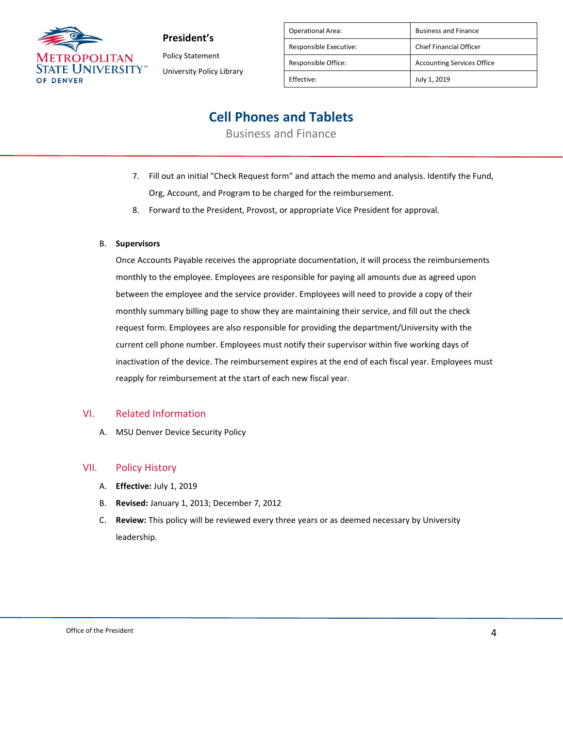7. Fill out an initial "Check Request form" and attach the memo and analysis. Identify the Fund, Org, Account, and Program to be charged for the reimbursement.
8. Forward to the President, Provost, or appropriate Vice President for approval.

B. **Supervisors**

Once Accounts Payable receives the appropriate documentation, it will process the reimbursements monthly to the employee. Employees are responsible for paying all amounts due as agreed upon between the employee and the service provider. Employees will need to provide a copy of their monthly summary billing page to show they are maintaining their service, and fill out the check request form. Employees are also responsible for providing the department/University with the current cell phone number. Employees must notify their supervisor within five working days of inactivation of the device. The reimbursement expires at the end of each fiscal year. Employees must reapply for reimbursement at the start of each new fiscal year.

## VI. Related Information

A. MSU Denver Device Security Policy

## VII. Policy History

A. **Effective:** July 1, 2019

B. **Revised:** January 1, 2013; December 7, 2012

C. **Review:** This policy will be reviewed every three years or as deemed necessary by University leadership.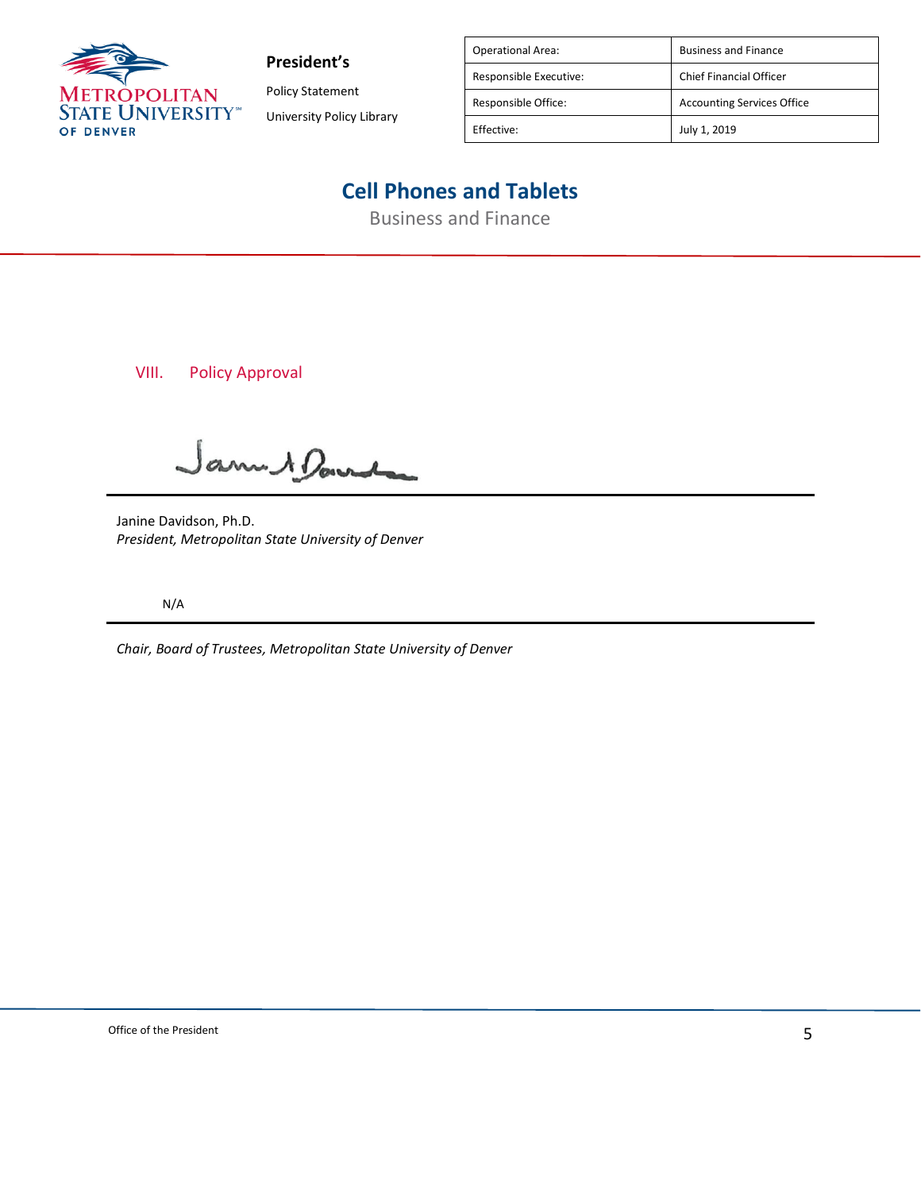## VIII. Policy Approval

Janine Davidson, Ph.D.
*President, Metropolitan State University of Denver*

N/A

*Chair, Board of Trustees, Metropolitan State University of Denver*